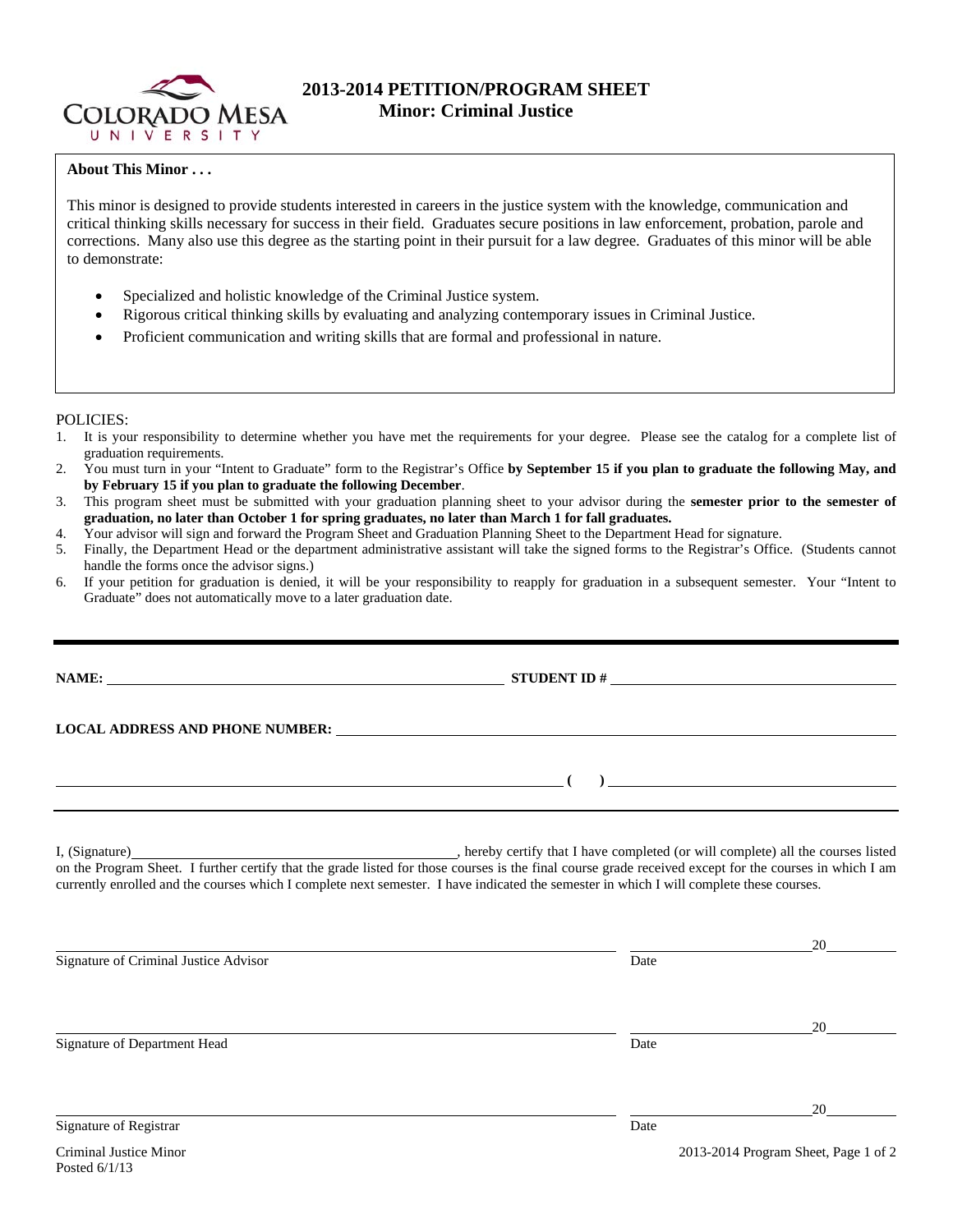# 2013-2014 PETITION/PROGRAM SHEET
## Minor: Criminal Justice

**About This Minor . . .**

This minor is designed to provide students interested in careers in the justice system with the knowledge, communication and critical thinking skills necessary for success in their field. Graduates secure positions in law enforcement, probation, parole and corrections. Many also use this degree as the starting point in their pursuit for a law degree. Graduates of this minor will be able to demonstrate:

- Specialized and holistic knowledge of the Criminal Justice system.
- Rigorous critical thinking skills by evaluating and analyzing contemporary issues in Criminal Justice.
- Proficient communication and writing skills that are formal and professional in nature.

POLICIES:

1. It is your responsibility to determine whether you have met the requirements for your degree. Please see the catalog for a complete list of graduation requirements.
2. You must turn in your "Intent to Graduate" form to the Registrar's Office **by September 15 if you plan to graduate the following May, and by February 15 if you plan to graduate the following December**.
3. This program sheet must be submitted with your graduation planning sheet to your advisor during the **semester prior to the semester of graduation, no later than October 1 for spring graduates, no later than March 1 for fall graduates.**
4. Your advisor will sign and forward the Program Sheet and Graduation Planning Sheet to the Department Head for signature.
5. Finally, the Department Head or the department administrative assistant will take the signed forms to the Registrar's Office. (Students cannot handle the forms once the advisor signs.)
6. If your petition for graduation is denied, it will be your responsibility to reapply for graduation in a subsequent semester. Your "Intent to Graduate" does not automatically move to a later graduation date.

---

**NAME:** ______________________________ **STUDENT ID #** ______________________________

**LOCAL ADDRESS AND PHONE NUMBER:** ______________________________

______________________________ **( )** ______________________________

---

I, (Signature)______________________________, hereby certify that I have completed (or will complete) all the courses listed on the Program Sheet. I further certify that the grade listed for those courses is the final course grade received except for the courses in which I am currently enrolled and the courses which I complete next semester. I have indicated the semester in which I will complete these courses.

______________________________ ______________20______

Signature of Criminal Justice Advisor Date

______________________________ ______________20______

Signature of Department Head Date

______________________________ ______________20______

Signature of Registrar Date

Criminal Justice Minor
Posted 6/1/13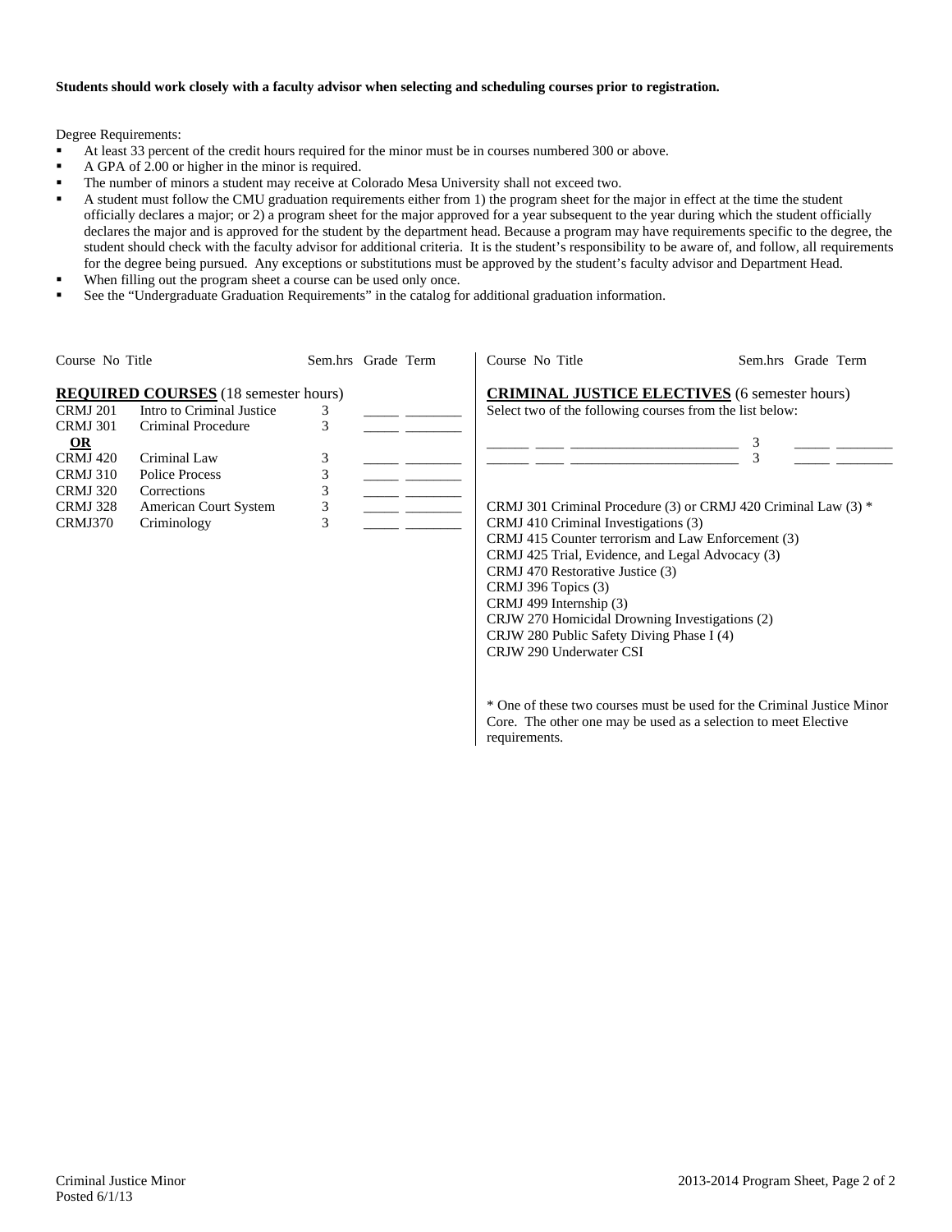**Students should work closely with a faculty advisor when selecting and scheduling courses prior to registration.**

Degree Requirements:

- At least 33 percent of the credit hours required for the minor must be in courses numbered 300 or above.
- A GPA of 2.00 or higher in the minor is required.
- The number of minors a student may receive at Colorado Mesa University shall not exceed two.
- A student must follow the CMU graduation requirements either from 1) the program sheet for the major in effect at the time the student officially declares a major; or 2) a program sheet for the major approved for a year subsequent to the year during which the student officially declares the major and is approved for the student by the department head. Because a program may have requirements specific to the degree, the student should check with the faculty advisor for additional criteria. It is the student's responsibility to be aware of, and follow, all requirements for the degree being pursued. Any exceptions or substitutions must be approved by the student's faculty advisor and Department Head.
- When filling out the program sheet a course can be used only once.
- See the "Undergraduate Graduation Requirements" in the catalog for additional graduation information.

**REQUIRED COURSES** (18 semester hours)

| Course No | Title | Sem.hrs | Grade | Term |
|---|---|---|---|---|
| CRMJ 201 | Intro to Criminal Justice | 3 | _____ | ________ |
| CRMJ 301 | Criminal Procedure | 3 | _____ | ________ |
| **OR** | | | | |
| CRMJ 420 | Criminal Law | 3 | | |
| CRMJ 310 | Police Process | 3 | _____ | ________ |
| CRMJ 320 | Corrections | 3 | _____ | ________ |
| CRMJ 328 | American Court System | 3 | _____ | ________ |
| CRMJ370 | Criminology | 3 | _____ | ________ |

**CRIMINAL JUSTICE ELECTIVES** (6 semester hours)

Select two of the following courses from the list below:

| Course No | Title | Sem.hrs | Grade | Term |
|---|---|---|---|---|
| ______ ____ | ________________________ | 3 | _____ | ________ |
| ______ ____ | ________________________ | 3 | _____ | ________ |

CRMJ 301 Criminal Procedure (3) or CRMJ 420 Criminal Law (3) *
CRMJ 410 Criminal Investigations (3)
CRMJ 415 Counter terrorism and Law Enforcement (3)
CRMJ 425 Trial, Evidence, and Legal Advocacy (3)
CRMJ 470 Restorative Justice (3)
CRMJ 396 Topics (3)
CRMJ 499 Internship (3)
CRJW 270 Homicidal Drowning Investigations (2)
CRJW 280 Public Safety Diving Phase I (4)
CRJW 290 Underwater CSI

* One of these two courses must be used for the Criminal Justice Minor Core. The other one may be used as a selection to meet Elective requirements.

Criminal Justice Minor
Posted 6/1/13